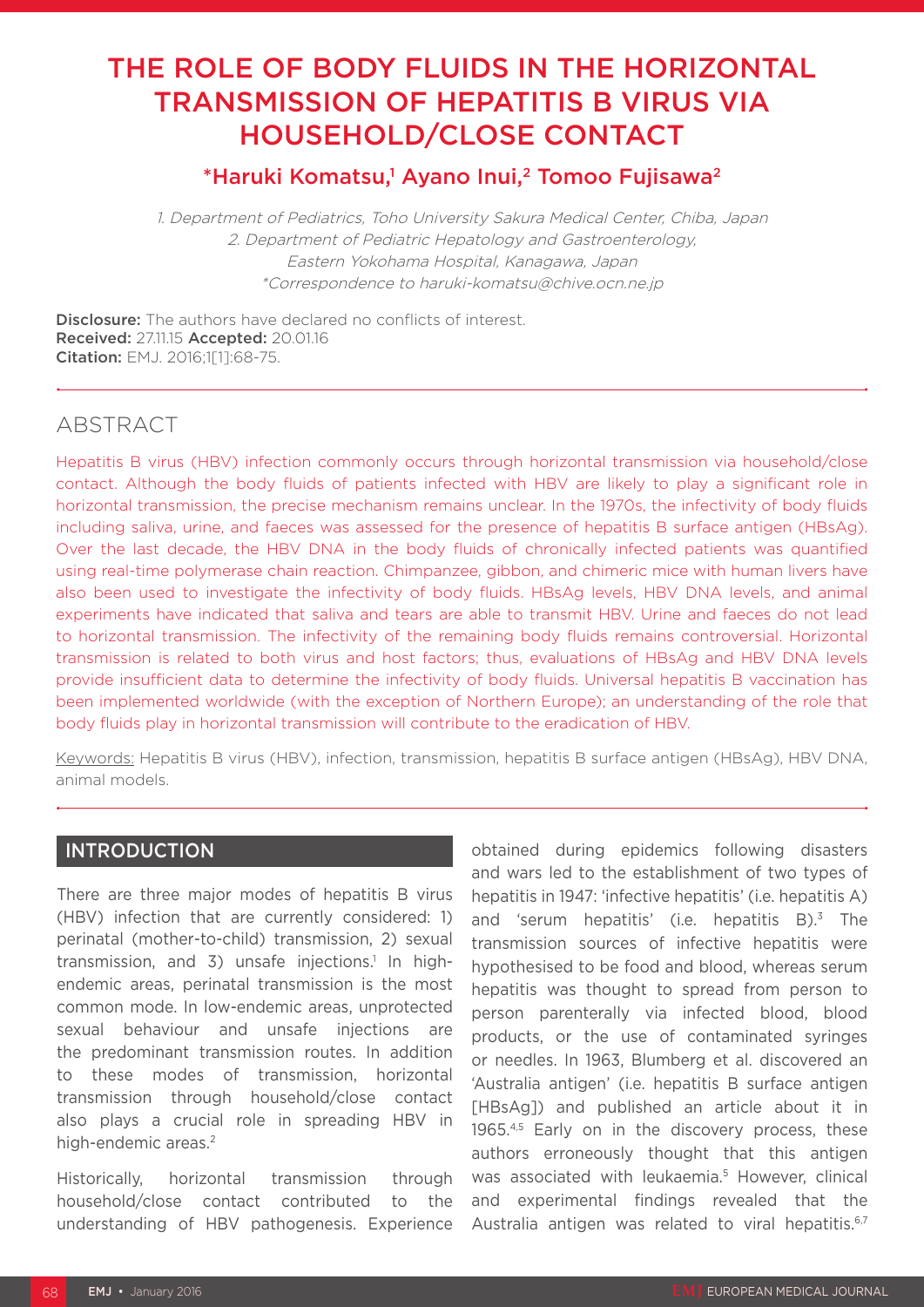# THE ROLE OF BODY FLUIDS IN THE HORIZONTAL TRANSMISSION OF HEPATITIS B VIRUS VIA HOUSEHOLD/CLOSE CONTACT

**\*Haruki Komatsu,[1] Ayano Inui,[2] Tomoo Fujisawa[2]**

*1. Department of Pediatrics, Toho University Sakura Medical Center, Chiba, Japan*
*2. Department of Pediatric Hepatology and Gastroenterology, Eastern Yokohama Hospital, Kanagawa, Japan*
*\*Correspondence to haruki-komatsu@chive.ocn.ne.jp*

**Disclosure:** The authors have declared no conflicts of interest.
**Received:** 27.11.15 **Accepted:** 20.01.16
**Citation:** EMJ. 2016;1[1]:68-75.

## ABSTRACT

Hepatitis B virus (HBV) infection commonly occurs through horizontal transmission via household/close contact. Although the body fluids of patients infected with HBV are likely to play a significant role in horizontal transmission, the precise mechanism remains unclear. In the 1970s, the infectivity of body fluids including saliva, urine, and faeces was assessed for the presence of hepatitis B surface antigen (HBsAg). Over the last decade, the HBV DNA in the body fluids of chronically infected patients was quantified using real-time polymerase chain reaction. Chimpanzee, gibbon, and chimeric mice with human livers have also been used to investigate the infectivity of body fluids. HBsAg levels, HBV DNA levels, and animal experiments have indicated that saliva and tears are able to transmit HBV. Urine and faeces do not lead to horizontal transmission. The infectivity of the remaining body fluids remains controversial. Horizontal transmission is related to both virus and host factors; thus, evaluations of HBsAg and HBV DNA levels provide insufficient data to determine the infectivity of body fluids. Universal hepatitis B vaccination has been implemented worldwide (with the exception of Northern Europe); an understanding of the role that body fluids play in horizontal transmission will contribute to the eradication of HBV.

Keywords: Hepatitis B virus (HBV), infection, transmission, hepatitis B surface antigen (HBsAg), HBV DNA, animal models.

## INTRODUCTION

There are three major modes of hepatitis B virus (HBV) infection that are currently considered: 1) perinatal (mother-to-child) transmission, 2) sexual transmission, and 3) unsafe injections.[1] In high-endemic areas, perinatal transmission is the most common mode. In low-endemic areas, unprotected sexual behaviour and unsafe injections are the predominant transmission routes. In addition to these modes of transmission, horizontal transmission through household/close contact also plays a crucial role in spreading HBV in high-endemic areas.[2]

Historically, horizontal transmission through household/close contact contributed to the understanding of HBV pathogenesis. Experience obtained during epidemics following disasters and wars led to the establishment of two types of hepatitis in 1947: 'infective hepatitis' (i.e. hepatitis A) and 'serum hepatitis' (i.e. hepatitis B).[3] The transmission sources of infective hepatitis were hypothesised to be food and blood, whereas serum hepatitis was thought to spread from person to person parenterally via infected blood, blood products, or the use of contaminated syringes or needles. In 1963, Blumberg et al. discovered an 'Australia antigen' (i.e. hepatitis B surface antigen [HBsAg]) and published an article about it in 1965.[4,5] Early on in the discovery process, these authors erroneously thought that this antigen was associated with leukaemia.[5] However, clinical and experimental findings revealed that the Australia antigen was related to viral hepatitis.[6,7]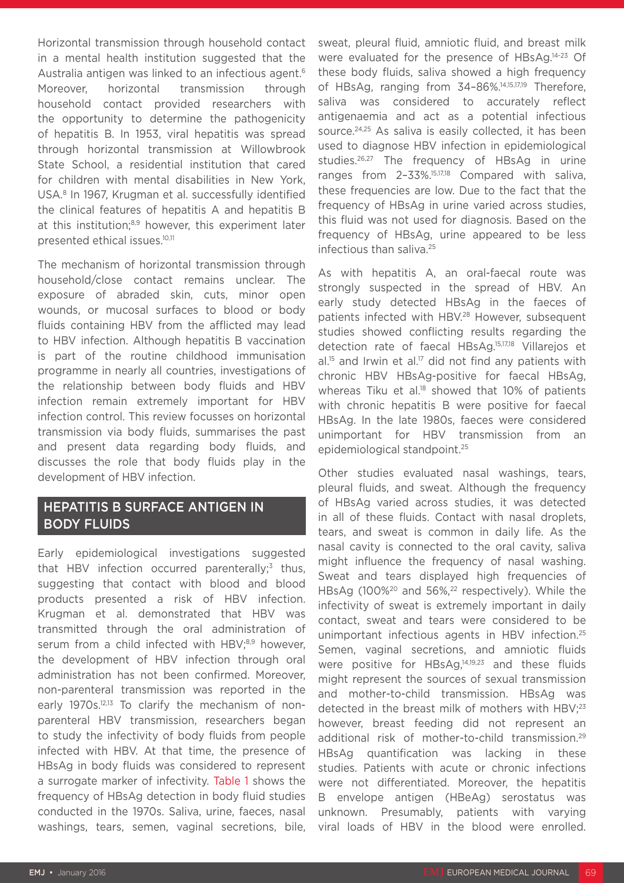Horizontal transmission through household contact in a mental health institution suggested that the Australia antigen was linked to an infectious agent.[6] Moreover, horizontal transmission through household contact provided researchers with the opportunity to determine the pathogenicity of hepatitis B. In 1953, viral hepatitis was spread through horizontal transmission at Willowbrook State School, a residential institution that cared for children with mental disabilities in New York, USA.[8] In 1967, Krugman et al. successfully identified the clinical features of hepatitis A and hepatitis B at this institution;[8,9] however, this experiment later presented ethical issues.[10,11]

The mechanism of horizontal transmission through household/close contact remains unclear. The exposure of abraded skin, cuts, minor open wounds, or mucosal surfaces to blood or body fluids containing HBV from the afflicted may lead to HBV infection. Although hepatitis B vaccination is part of the routine childhood immunisation programme in nearly all countries, investigations of the relationship between body fluids and HBV infection remain extremely important for HBV infection control. This review focusses on horizontal transmission via body fluids, summarises the past and present data regarding body fluids, and discusses the role that body fluids play in the development of HBV infection.

## HEPATITIS B SURFACE ANTIGEN IN BODY FLUIDS

Early epidemiological investigations suggested that HBV infection occurred parenterally;[3] thus, suggesting that contact with blood and blood products presented a risk of HBV infection. Krugman et al. demonstrated that HBV was transmitted through the oral administration of serum from a child infected with HBV;[8,9] however, the development of HBV infection through oral administration has not been confirmed. Moreover, non-parenteral transmission was reported in the early 1970s.[12,13] To clarify the mechanism of non-parenteral HBV transmission, researchers began to study the infectivity of body fluids from people infected with HBV. At that time, the presence of HBsAg in body fluids was considered to represent a surrogate marker of infectivity. Table 1 shows the frequency of HBsAg detection in body fluid studies conducted in the 1970s. Saliva, urine, faeces, nasal washings, tears, semen, vaginal secretions, bile, sweat, pleural fluid, amniotic fluid, and breast milk were evaluated for the presence of HBsAg.[14-23] Of these body fluids, saliva showed a high frequency of HBsAg, ranging from 34–86%.[14,15,17,19] Therefore, saliva was considered to accurately reflect antigenaemia and act as a potential infectious source.[24,25] As saliva is easily collected, it has been used to diagnose HBV infection in epidemiological studies.[26,27] The frequency of HBsAg in urine ranges from 2–33%.[15,17,18] Compared with saliva, these frequencies are low. Due to the fact that the frequency of HBsAg in urine varied across studies, this fluid was not used for diagnosis. Based on the frequency of HBsAg, urine appeared to be less infectious than saliva.[25]

As with hepatitis A, an oral-faecal route was strongly suspected in the spread of HBV. An early study detected HBsAg in the faeces of patients infected with HBV.[28] However, subsequent studies showed conflicting results regarding the detection rate of faecal HBsAg.[15,17,18] Villarejos et al.[15] and Irwin et al.[17] did not find any patients with chronic HBV HBsAg-positive for faecal HBsAg, whereas Tiku et al.[18] showed that 10% of patients with chronic hepatitis B were positive for faecal HBsAg. In the late 1980s, faeces were considered unimportant for HBV transmission from an epidemiological standpoint.[25]

Other studies evaluated nasal washings, tears, pleural fluids, and sweat. Although the frequency of HBsAg varied across studies, it was detected in all of these fluids. Contact with nasal droplets, tears, and sweat is common in daily life. As the nasal cavity is connected to the oral cavity, saliva might influence the frequency of nasal washing. Sweat and tears displayed high frequencies of HBsAg (100%[20] and 56%,[22] respectively). While the infectivity of sweat is extremely important in daily contact, sweat and tears were considered to be unimportant infectious agents in HBV infection.[25] Semen, vaginal secretions, and amniotic fluids were positive for HBsAg,[14,19,23] and these fluids might represent the sources of sexual transmission and mother-to-child transmission. HBsAg was detected in the breast milk of mothers with HBV;[23] however, breast feeding did not represent an additional risk of mother-to-child transmission.[29] HBsAg quantification was lacking in these studies. Patients with acute or chronic infections were not differentiated. Moreover, the hepatitis B envelope antigen (HBeAg) serostatus was unknown. Presumably, patients with varying viral loads of HBV in the blood were enrolled.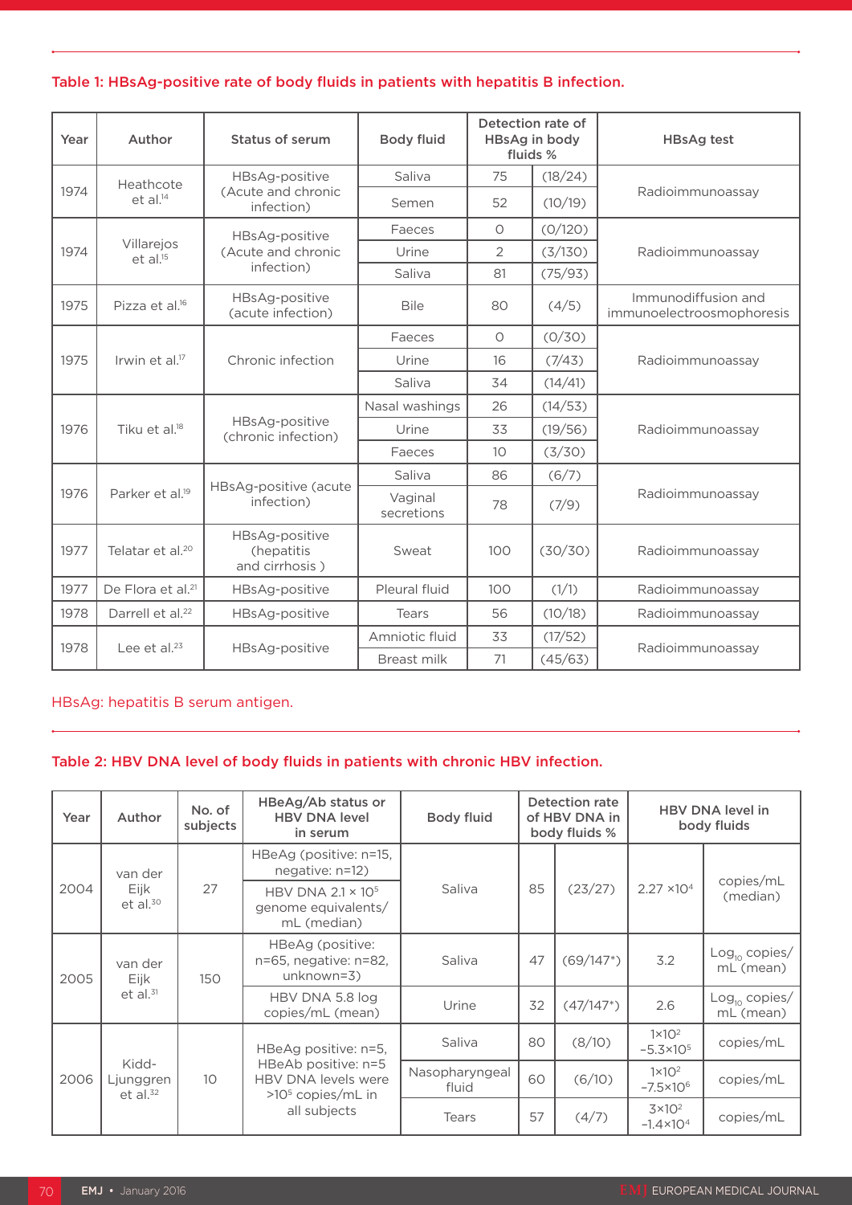**Table 1: HBsAg-positive rate of body fluids in patients with hepatitis B infection.**

| Year | Author | Status of serum | Body fluid | Detection rate of HBsAg in body fluids % | | HBsAg test |
|---|---|---|---|---|---|---|
| 1974 | Heathcote et al.[14] | HBsAg-positive (Acute and chronic infection) | Saliva | 75 | (18/24) | Radioimmunoassay |
| | | | Semen | 52 | (10/19) | |
| 1974 | Villarejos et al.[15] | HBsAg-positive (Acute and chronic infection) | Faeces | 0 | (0/120) | Radioimmunoassay |
| | | | Urine | 2 | (3/130) | |
| | | | Saliva | 81 | (75/93) | |
| 1975 | Pizza et al.[16] | HBsAg-positive (acute infection) | Bile | 80 | (4/5) | Immunodiffusion and immunoelectroosmophoresis |
| 1975 | Irwin et al.[17] | Chronic infection | Faeces | 0 | (0/30) | Radioimmunoassay |
| | | | Urine | 16 | (7/43) | |
| | | | Saliva | 34 | (14/41) | |
| 1976 | Tiku et al.[18] | HBsAg-positive (chronic infection) | Nasal washings | 26 | (14/53) | Radioimmunoassay |
| | | | Urine | 33 | (19/56) | |
| | | | Faeces | 10 | (3/30) | |
| 1976 | Parker et al.[19] | HBsAg-positive (acute infection) | Saliva | 86 | (6/7) | Radioimmunoassay |
| | | | Vaginal secretions | 78 | (7/9) | |
| 1977 | Telatar et al.[20] | HBsAg-positive (hepatitis and cirrhosis ) | Sweat | 100 | (30/30) | Radioimmunoassay |
| 1977 | De Flora et al.[21] | HBsAg-positive | Pleural fluid | 100 | (1/1) | Radioimmunoassay |
| 1978 | Darrell et al.[22] | HBsAg-positive | Tears | 56 | (10/18) | Radioimmunoassay |
| 1978 | Lee et al.[23] | HBsAg-positive | Amniotic fluid | 33 | (17/52) | Radioimmunoassay |
| | | | Breast milk | 71 | (45/63) | |

HBsAg: hepatitis B serum antigen.

**Table 2: HBV DNA level of body fluids in patients with chronic HBV infection.**

| Year | Author | No. of subjects | HBeAg/Ab status or HBV DNA level in serum | Body fluid | Detection rate of HBV DNA in body fluids % | | HBV DNA level in body fluids | |
|---|---|---|---|---|---|---|---|---|
| 2004 | van der Eijk et al.[30] | 27 | HBeAg (positive: n=15, negative: n=12) | Saliva | 85 | (23/27) | $2.27\times10^{4}$ | copies/mL (median) |
| | | | HBV DNA $2.1\times10^{5}$ genome equivalents/mL (median) | | | | | |
| 2005 | van der Eijk et al.[31] | 150 | HBeAg (positive: n=65, negative: n=82, unknown=3) | Saliva | 47 | (69/147*) | 3.2 | $Log_{10}$ copies/mL (mean) |
| | | | HBV DNA 5.8 log copies/mL (mean) | Urine | 32 | (47/147*) | 2.6 | $Log_{10}$ copies/mL (mean) |
| 2006 | Kidd-Ljunggren et al.[32] | 10 | HBeAg positive: n=5, HBeAb positive: n=5 HBV DNA levels were $>10^{5}$ copies/mL in all subjects | Saliva | 80 | (8/10) | $1\times10^{2}$ $-5.3\times10^{5}$ | copies/mL |
| | | | | Nasopharyngeal fluid | 60 | (6/10) | $1\times10^{2}$ $-7.5\times10^{6}$ | copies/mL |
| | | | | Tears | 57 | (4/7) | $3\times10^{2}$ $-1.4\times10^{4}$ | copies/mL |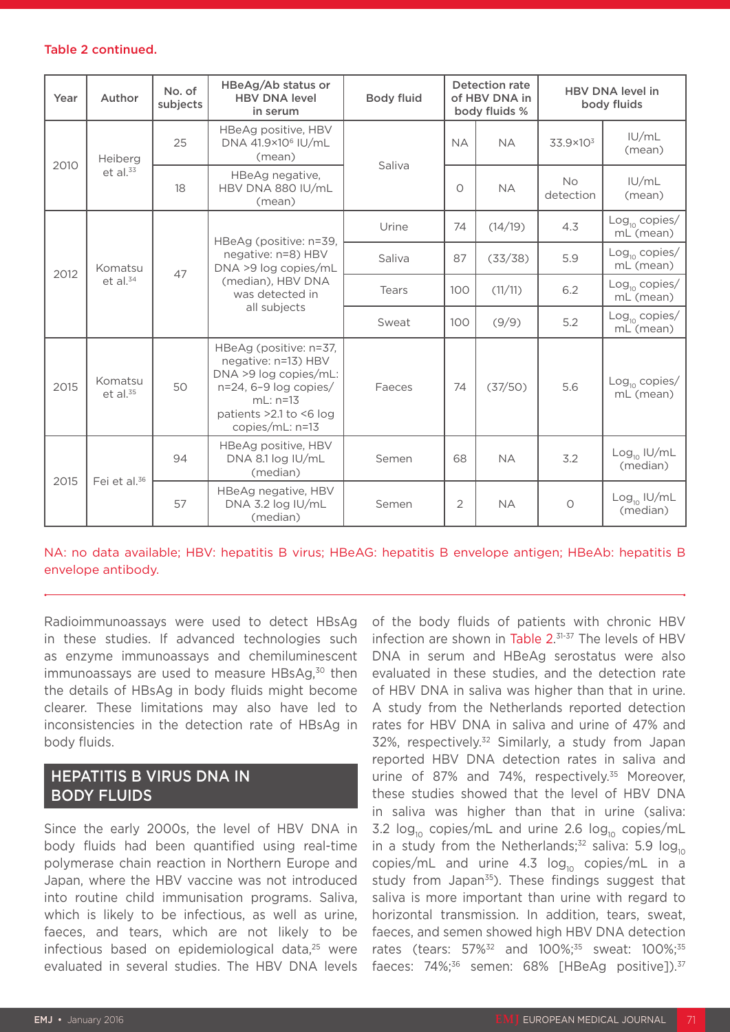Table 2 continued.

| Year | Author | No. of subjects | HBeAg/Ab status or HBV DNA level in serum | Body fluid | Detection rate of HBV DNA in body fluids % | | HBV DNA level in body fluids | |
|---|---|---|---|---|---|---|---|---|
| 2010 | Heiberg et al.[33] | 25 | HBeAg positive, HBV DNA 41.9×10⁶ IU/mL (mean) | Saliva | NA | NA | $33.9\times10^3$ | IU/mL (mean) |
| | | 18 | HBeAg negative, HBV DNA 880 IU/mL (mean) | | 0 | NA | No detection | IU/mL (mean) |
| 2012 | Komatsu et al.[34] | 47 | HBeAg (positive: n=39, negative: n=8) HBV DNA >9 log copies/mL (median), HBV DNA was detected in all subjects | Urine | 74 | (14/19) | 4.3 | $Log_{10}$ copies/mL (mean) |
| | | | | Saliva | 87 | (33/38) | 5.9 | $Log_{10}$ copies/mL (mean) |
| | | | | Tears | 100 | (11/11) | 6.2 | $Log_{10}$ copies/mL (mean) |
| | | | | Sweat | 100 | (9/9) | 5.2 | $Log_{10}$ copies/mL (mean) |
| 2015 | Komatsu et al.[35] | 50 | HBeAg (positive: n=37, negative: n=13) HBV DNA >9 log copies/mL: n=24, 6–9 log copies/mL: n=13 patients >2.1 to <6 log copies/mL: n=13 | Faeces | 74 | (37/50) | 5.6 | $Log_{10}$ copies/mL (mean) |
| 2015 | Fei et al.[36] | 94 | HBeAg positive, HBV DNA 8.1 log IU/mL (median) | Semen | 68 | NA | 3.2 | $Log_{10}$ IU/mL (median) |
| | | 57 | HBeAg negative, HBV DNA 3.2 log IU/mL (median) | Semen | 2 | NA | 0 | $Log_{10}$ IU/mL (median) |

NA: no data available; HBV: hepatitis B virus; HBeAG: hepatitis B envelope antigen; HBeAb: hepatitis B envelope antibody.

Radioimmunoassays were used to detect HBsAg in these studies. If advanced technologies such as enzyme immunoassays and chemiluminescent immunoassays are used to measure HBsAg,[30] then the details of HBsAg in body fluids might become clearer. These limitations may also have led to inconsistencies in the detection rate of HBsAg in body fluids.

## HEPATITIS B VIRUS DNA IN BODY FLUIDS

Since the early 2000s, the level of HBV DNA in body fluids had been quantified using real-time polymerase chain reaction in Northern Europe and Japan, where the HBV vaccine was not introduced into routine child immunisation programs. Saliva, which is likely to be infectious, as well as urine, faeces, and tears, which are not likely to be infectious based on epidemiological data,[25] were evaluated in several studies. The HBV DNA levels of the body fluids of patients with chronic HBV infection are shown in Table 2.[31-37] The levels of HBV DNA in serum and HBeAg serostatus were also evaluated in these studies, and the detection rate of HBV DNA in saliva was higher than that in urine. A study from the Netherlands reported detection rates for HBV DNA in saliva and urine of 47% and 32%, respectively.[32] Similarly, a study from Japan reported HBV DNA detection rates in saliva and urine of 87% and 74%, respectively.[35] Moreover, these studies showed that the level of HBV DNA in saliva was higher than that in urine (saliva: 3.2 $log_{10}$ copies/mL and urine 2.6 $log_{10}$ copies/mL in a study from the Netherlands;[32] saliva: 5.9 $log_{10}$ copies/mL and urine 4.3 $log_{10}$ copies/mL in a study from Japan[35]). These findings suggest that saliva is more important than urine with regard to horizontal transmission. In addition, tears, sweat, faeces, and semen showed high HBV DNA detection rates (tears: 57%[32] and 100%;[35] sweat: 100%;[35] faeces: 74%;[36] semen: 68% [HBeAg positive]).[37]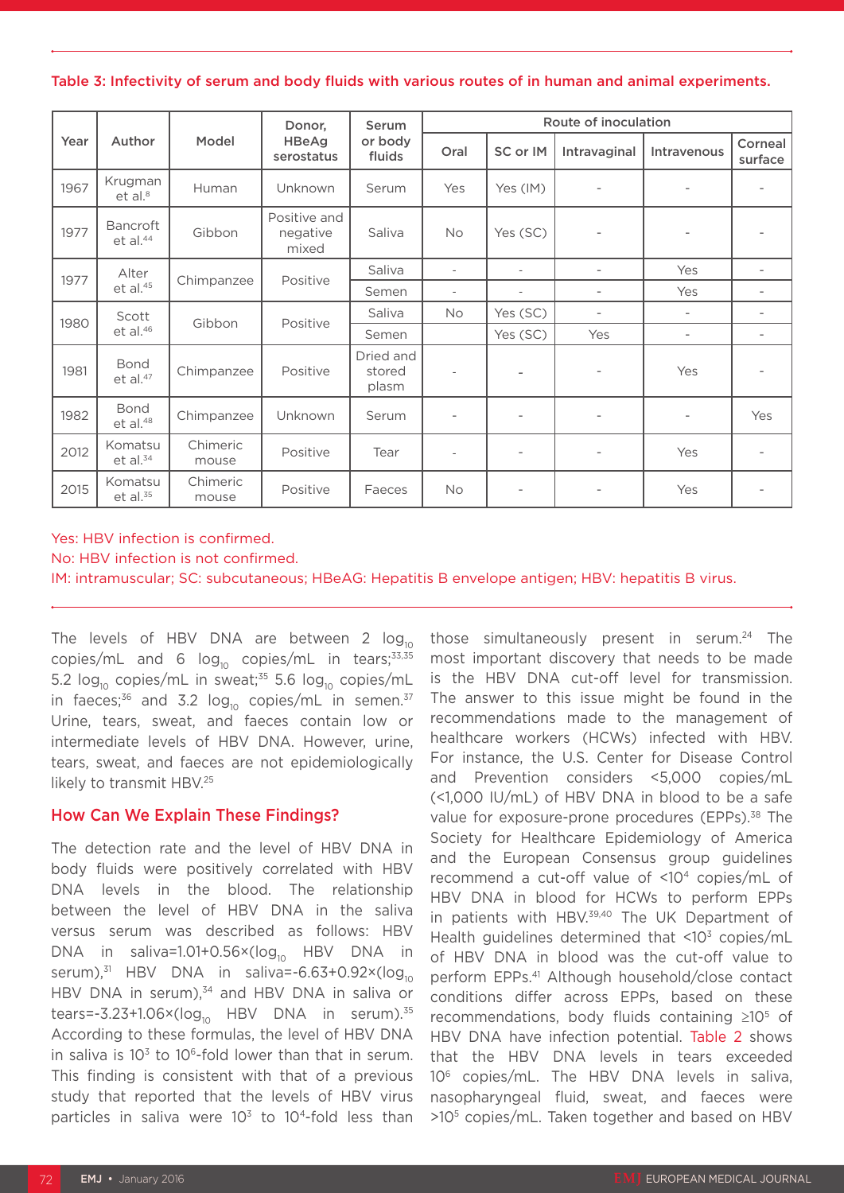Table 3: Infectivity of serum and body fluids with various routes of in human and animal experiments.

| Year | Author | Model | Donor, HBeAg serostatus | Serum or body fluids | Route of inoculation | | | | |
|---|---|---|---|---|---|---|---|---|---|
| | | | | | Oral | SC or IM | Intravaginal | Intravenous | Corneal surface |
| 1967 | Krugman et al.[8] | Human | Unknown | Serum | Yes | Yes (IM) | - | - | - |
| 1977 | Bancroft et al.[44] | Gibbon | Positive and negative mixed | Saliva | No | Yes (SC) | - | - | - |
| 1977 | Alter et al.[45] | Chimpanzee | Positive | Saliva | - | - | - | Yes | - |
| | | | | Semen | - | - | - | Yes | - |
| 1980 | Scott et al.[46] | Gibbon | Positive | Saliva | No | Yes (SC) | - | - | - |
| | | | | Semen | | Yes (SC) | Yes | - | - |
| 1981 | Bond et al.[47] | Chimpanzee | Positive | Dried and stored plasm | - | - | - | Yes | - |
| 1982 | Bond et al.[48] | Chimpanzee | Unknown | Serum | - | - | - | - | Yes |
| 2012 | Komatsu et al.[34] | Chimeric mouse | Positive | Tear | - | - | - | Yes | - |
| 2015 | Komatsu et al.[35] | Chimeric mouse | Positive | Faeces | No | - | - | Yes | - |

Yes: HBV infection is confirmed.
No: HBV infection is not confirmed.
IM: intramuscular; SC: subcutaneous; HBeAG: Hepatitis B envelope antigen; HBV: hepatitis B virus.

The levels of HBV DNA are between 2 $\log_{10}$ copies/mL and 6 $\log_{10}$ copies/mL in tears;[33,35] 5.2 $\log_{10}$ copies/mL in sweat;[35] 5.6 $\log_{10}$ copies/mL in faeces;[36] and 3.2 $\log_{10}$ copies/mL in semen.[37] Urine, tears, sweat, and faeces contain low or intermediate levels of HBV DNA. However, urine, tears, sweat, and faeces are not epidemiologically likely to transmit HBV.[25]

## How Can We Explain These Findings?

The detection rate and the level of HBV DNA in body fluids were positively correlated with HBV DNA levels in the blood. The relationship between the level of HBV DNA in the saliva versus serum was described as follows: HBV DNA in saliva=1.01+0.56×($\log_{10}$ HBV DNA in serum),[31] HBV DNA in saliva=-6.63+0.92×($\log_{10}$ HBV DNA in serum),[34] and HBV DNA in saliva or tears=-3.23+1.06×($\log_{10}$ HBV DNA in serum).[35] According to these formulas, the level of HBV DNA in saliva is $10^3$ to $10^6$-fold lower than that in serum. This finding is consistent with that of a previous study that reported that the levels of HBV virus particles in saliva were $10^3$ to $10^4$-fold less than those simultaneously present in serum.[24] The most important discovery that needs to be made is the HBV DNA cut-off level for transmission. The answer to this issue might be found in the recommendations made to the management of healthcare workers (HCWs) infected with HBV. For instance, the U.S. Center for Disease Control and Prevention considers <5,000 copies/mL (<1,000 IU/mL) of HBV DNA in blood to be a safe value for exposure-prone procedures (EPPs).[38] The Society for Healthcare Epidemiology of America and the European Consensus group guidelines recommend a cut-off value of $<10^4$ copies/mL of HBV DNA in blood for HCWs to perform EPPs in patients with HBV.[39,40] The UK Department of Health guidelines determined that $<10^3$ copies/mL of HBV DNA in blood was the cut-off value to perform EPPs.[41] Although household/close contact conditions differ across EPPs, based on these recommendations, body fluids containing $\geq10^5$ of HBV DNA have infection potential. Table 2 shows that the HBV DNA levels in tears exceeded $10^6$ copies/mL. The HBV DNA levels in saliva, nasopharyngeal fluid, sweat, and faeces were $>10^5$ copies/mL. Taken together and based on HBV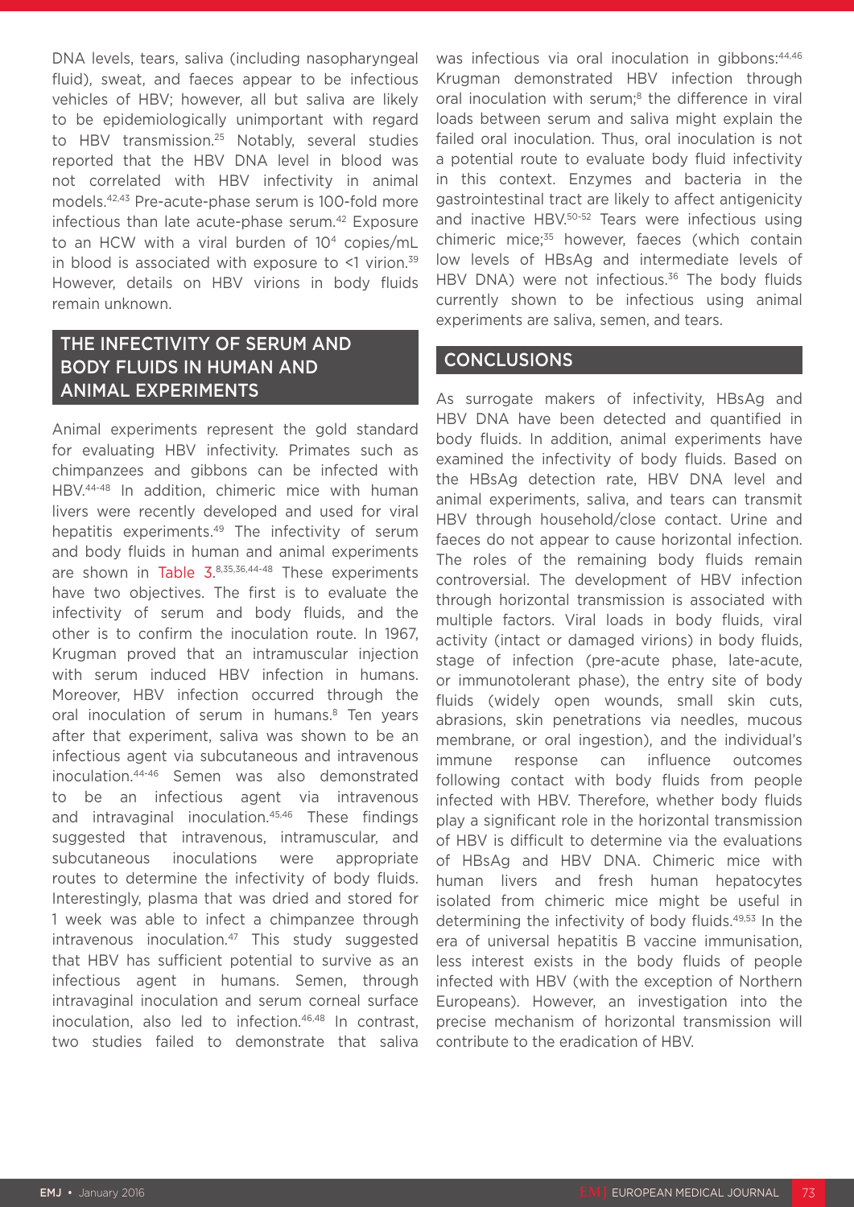DNA levels, tears, saliva (including nasopharyngeal fluid), sweat, and faeces appear to be infectious vehicles of HBV; however, all but saliva are likely to be epidemiologically unimportant with regard to HBV transmission.[25] Notably, several studies reported that the HBV DNA level in blood was not correlated with HBV infectivity in animal models.[42,43] Pre-acute-phase serum is 100-fold more infectious than late acute-phase serum.[42] Exposure to an HCW with a viral burden of $10^4$ copies/mL in blood is associated with exposure to <1 virion.[39] However, details on HBV virions in body fluids remain unknown.

## THE INFECTIVITY OF SERUM AND BODY FLUIDS IN HUMAN AND ANIMAL EXPERIMENTS

Animal experiments represent the gold standard for evaluating HBV infectivity. Primates such as chimpanzees and gibbons can be infected with HBV.[44-48] In addition, chimeric mice with human livers were recently developed and used for viral hepatitis experiments.[49] The infectivity of serum and body fluids in human and animal experiments are shown in Table 3.[8,35,36,44-48] These experiments have two objectives. The first is to evaluate the infectivity of serum and body fluids, and the other is to confirm the inoculation route. In 1967, Krugman proved that an intramuscular injection with serum induced HBV infection in humans. Moreover, HBV infection occurred through the oral inoculation of serum in humans.[8] Ten years after that experiment, saliva was shown to be an infectious agent via subcutaneous and intravenous inoculation.[44-46] Semen was also demonstrated to be an infectious agent via intravenous and intravaginal inoculation.[45,46] These findings suggested that intravenous, intramuscular, and subcutaneous inoculations were appropriate routes to determine the infectivity of body fluids. Interestingly, plasma that was dried and stored for 1 week was able to infect a chimpanzee through intravenous inoculation.[47] This study suggested that HBV has sufficient potential to survive as an infectious agent in humans. Semen, through intravaginal inoculation and serum corneal surface inoculation, also led to infection.[46,48] In contrast, two studies failed to demonstrate that saliva was infectious via oral inoculation in gibbons:[44,46] Krugman demonstrated HBV infection through oral inoculation with serum;[8] the difference in viral loads between serum and saliva might explain the failed oral inoculation. Thus, oral inoculation is not a potential route to evaluate body fluid infectivity in this context. Enzymes and bacteria in the gastrointestinal tract are likely to affect antigenicity and inactive HBV.[50-52] Tears were infectious using chimeric mice;[35] however, faeces (which contain low levels of HBsAg and intermediate levels of HBV DNA) were not infectious.[36] The body fluids currently shown to be infectious using animal experiments are saliva, semen, and tears.

## CONCLUSIONS

As surrogate makers of infectivity, HBsAg and HBV DNA have been detected and quantified in body fluids. In addition, animal experiments have examined the infectivity of body fluids. Based on the HBsAg detection rate, HBV DNA level and animal experiments, saliva, and tears can transmit HBV through household/close contact. Urine and faeces do not appear to cause horizontal infection. The roles of the remaining body fluids remain controversial. The development of HBV infection through horizontal transmission is associated with multiple factors. Viral loads in body fluids, viral activity (intact or damaged virions) in body fluids, stage of infection (pre-acute phase, late-acute, or immunotolerant phase), the entry site of body fluids (widely open wounds, small skin cuts, abrasions, skin penetrations via needles, mucous membrane, or oral ingestion), and the individual's immune response can influence outcomes following contact with body fluids from people infected with HBV. Therefore, whether body fluids play a significant role in the horizontal transmission of HBV is difficult to determine via the evaluations of HBsAg and HBV DNA. Chimeric mice with human livers and fresh human hepatocytes isolated from chimeric mice might be useful in determining the infectivity of body fluids.[49,53] In the era of universal hepatitis B vaccine immunisation, less interest exists in the body fluids of people infected with HBV (with the exception of Northern Europeans). However, an investigation into the precise mechanism of horizontal transmission will contribute to the eradication of HBV.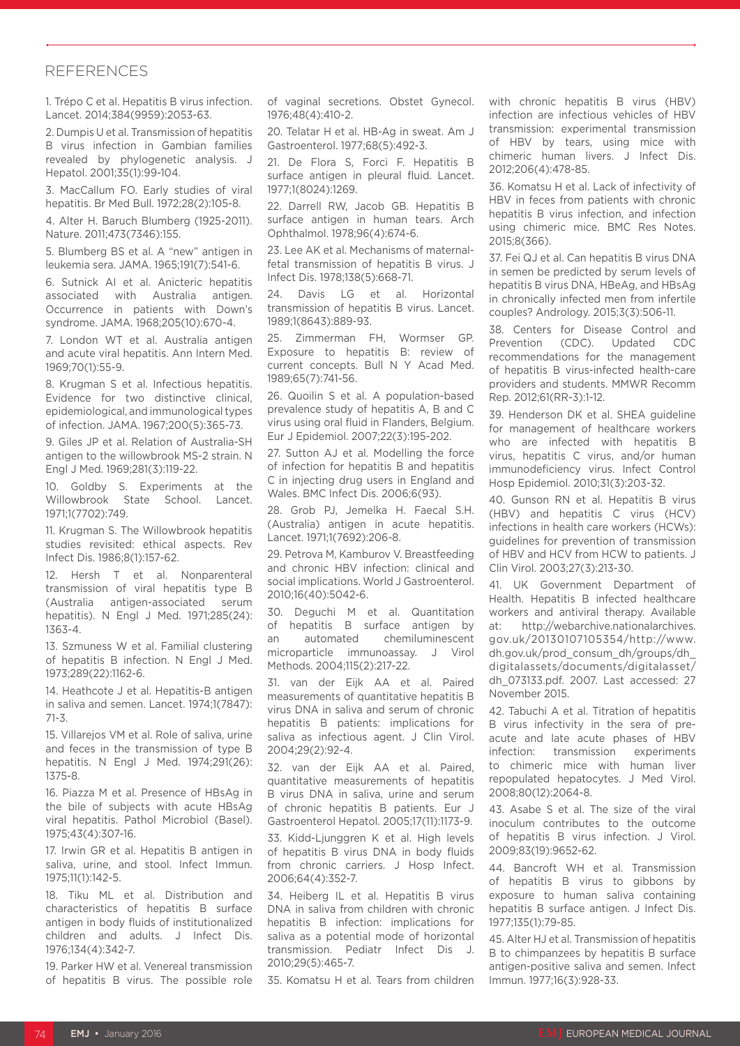## REFERENCES

1. Trépo C et al. Hepatitis B virus infection. Lancet. 2014;384(9959):2053-63.

2. Dumpis U et al. Transmission of hepatitis B virus infection in Gambian families revealed by phylogenetic analysis. J Hepatol. 2001;35(1):99-104.

3. MacCallum FO. Early studies of viral hepatitis. Br Med Bull. 1972;28(2):105-8.

4. Alter H. Baruch Blumberg (1925-2011). Nature. 2011;473(7346):155.

5. Blumberg BS et al. A "new" antigen in leukemia sera. JAMA. 1965;191(7):541-6.

6. Sutnick AI et al. Anicteric hepatitis associated with Australia antigen. Occurrence in patients with Down's syndrome. JAMA. 1968;205(10):670-4.

7. London WT et al. Australia antigen and acute viral hepatitis. Ann Intern Med. 1969;70(1):55-9.

8. Krugman S et al. Infectious hepatitis. Evidence for two distinctive clinical, epidemiological, and immunological types of infection. JAMA. 1967;200(5):365-73.

9. Giles JP et al. Relation of Australia-SH antigen to the willowbrook MS-2 strain. N Engl J Med. 1969;281(3):119-22.

10. Goldby S. Experiments at the Willowbrook State School. Lancet. 1971;1(7702):749.

11. Krugman S. The Willowbrook hepatitis studies revisited: ethical aspects. Rev Infect Dis. 1986;8(1):157-62.

12. Hersh T et al. Nonparenteral transmission of viral hepatitis type B (Australia antigen-associated serum hepatitis). N Engl J Med. 1971;285(24):1363-4.

13. Szmuness W et al. Familial clustering of hepatitis B infection. N Engl J Med. 1973;289(22):1162-6.

14. Heathcote J et al. Hepatitis-B antigen in saliva and semen. Lancet. 1974;1(7847):71-3.

15. Villarejos VM et al. Role of saliva, urine and feces in the transmission of type B hepatitis. N Engl J Med. 1974;291(26):1375-8.

16. Piazza M et al. Presence of HBsAg in the bile of subjects with acute HBsAg viral hepatitis. Pathol Microbiol (Basel). 1975;43(4):307-16.

17. Irwin GR et al. Hepatitis B antigen in saliva, urine, and stool. Infect Immun. 1975;11(1):142-5.

18. Tiku ML et al. Distribution and characteristics of hepatitis B surface antigen in body fluids of institutionalized children and adults. J Infect Dis. 1976;134(4):342-7.

19. Parker HW et al. Venereal transmission of hepatitis B virus. The possible role of vaginal secretions. Obstet Gynecol. 1976;48(4):410-2.

20. Telatar H et al. HB-Ag in sweat. Am J Gastroenterol. 1977;68(5):492-3.

21. De Flora S, Forci F. Hepatitis B surface antigen in pleural fluid. Lancet. 1977;1(8024):1269.

22. Darrell RW, Jacob GB. Hepatitis B surface antigen in human tears. Arch Ophthalmol. 1978;96(4):674-6.

23. Lee AK et al. Mechanisms of maternal-fetal transmission of hepatitis B virus. J Infect Dis. 1978;138(5):668-71.

24. Davis LG et al. Horizontal transmission of hepatitis B virus. Lancet. 1989;1(8643):889-93.

25. Zimmerman FH, Wormser GP. Exposure to hepatitis B: review of current concepts. Bull N Y Acad Med. 1989;65(7):741-56.

26. Quoilin S et al. A population-based prevalence study of hepatitis A, B and C virus using oral fluid in Flanders, Belgium. Eur J Epidemiol. 2007;22(3):195-202.

27. Sutton AJ et al. Modelling the force of infection for hepatitis B and hepatitis C in injecting drug users in England and Wales. BMC Infect Dis. 2006;6(93).

28. Grob PJ, Jemelka H. Faecal S.H. (Australia) antigen in acute hepatitis. Lancet. 1971;1(7692):206-8.

29. Petrova M, Kamburov V. Breastfeeding and chronic HBV infection: clinical and social implications. World J Gastroenterol. 2010;16(40):5042-6.

30. Deguchi M et al. Quantitation of hepatitis B surface antigen by an automated chemiluminescent microparticle immunoassay. J Virol Methods. 2004;115(2):217-22.

31. van der Eijk AA et al. Paired measurements of quantitative hepatitis B virus DNA in saliva and serum of chronic hepatitis B patients: implications for saliva as infectious agent. J Clin Virol. 2004;29(2):92-4.

32. van der Eijk AA et al. Paired, quantitative measurements of hepatitis B virus DNA in saliva, urine and serum of chronic hepatitis B patients. Eur J Gastroenterol Hepatol. 2005;17(11):1173-9.

33. Kidd-Ljunggren K et al. High levels of hepatitis B virus DNA in body fluids from chronic carriers. J Hosp Infect. 2006;64(4):352-7.

34. Heiberg IL et al. Hepatitis B virus DNA in saliva from children with chronic hepatitis B infection: implications for saliva as a potential mode of horizontal transmission. Pediatr Infect Dis J. 2010;29(5):465-7.

35. Komatsu H et al. Tears from children with chronic hepatitis B virus (HBV) infection are infectious vehicles of HBV transmission: experimental transmission of HBV by tears, using mice with chimeric human livers. J Infect Dis. 2012;206(4):478-85.

36. Komatsu H et al. Lack of infectivity of HBV in feces from patients with chronic hepatitis B virus infection, and infection using chimeric mice. BMC Res Notes. 2015;8(366).

37. Fei QJ et al. Can hepatitis B virus DNA in semen be predicted by serum levels of hepatitis B virus DNA, HBeAg, and HBsAg in chronically infected men from infertile couples? Andrology. 2015;3(3):506-11.

38. Centers for Disease Control and Prevention (CDC). Updated CDC recommendations for the management of hepatitis B virus-infected health-care providers and students. MMWR Recomm Rep. 2012;61(RR-3):1-12.

39. Henderson DK et al. SHEA guideline for management of healthcare workers who are infected with hepatitis B virus, hepatitis C virus, and/or human immunodeficiency virus. Infect Control Hosp Epidemiol. 2010;31(3):203-32.

40. Gunson RN et al. Hepatitis B virus (HBV) and hepatitis C virus (HCV) infections in health care workers (HCWs): guidelines for prevention of transmission of HBV and HCV from HCW to patients. J Clin Virol. 2003;27(3):213-30.

41. UK Government Department of Health. Hepatitis B infected healthcare workers and antiviral therapy. Available at: http://webarchive.nationalarchives.gov.uk/20130107105354/http://www.dh.gov.uk/prod_consum_dh/groups/dh_digitalassets/documents/digitalasset/dh_073133.pdf. 2007. Last accessed: 27 November 2015.

42. Tabuchi A et al. Titration of hepatitis B virus infectivity in the sera of pre-acute and late acute phases of HBV infection: transmission experiments to chimeric mice with human liver repopulated hepatocytes. J Med Virol. 2008;80(12):2064-8.

43. Asabe S et al. The size of the viral inoculum contributes to the outcome of hepatitis B virus infection. J Virol. 2009;83(19):9652-62.

44. Bancroft WH et al. Transmission of hepatitis B virus to gibbons by exposure to human saliva containing hepatitis B surface antigen. J Infect Dis. 1977;135(1):79-85.

45. Alter HJ et al. Transmission of hepatitis B to chimpanzees by hepatitis B surface antigen-positive saliva and semen. Infect Immun. 1977;16(3):928-33.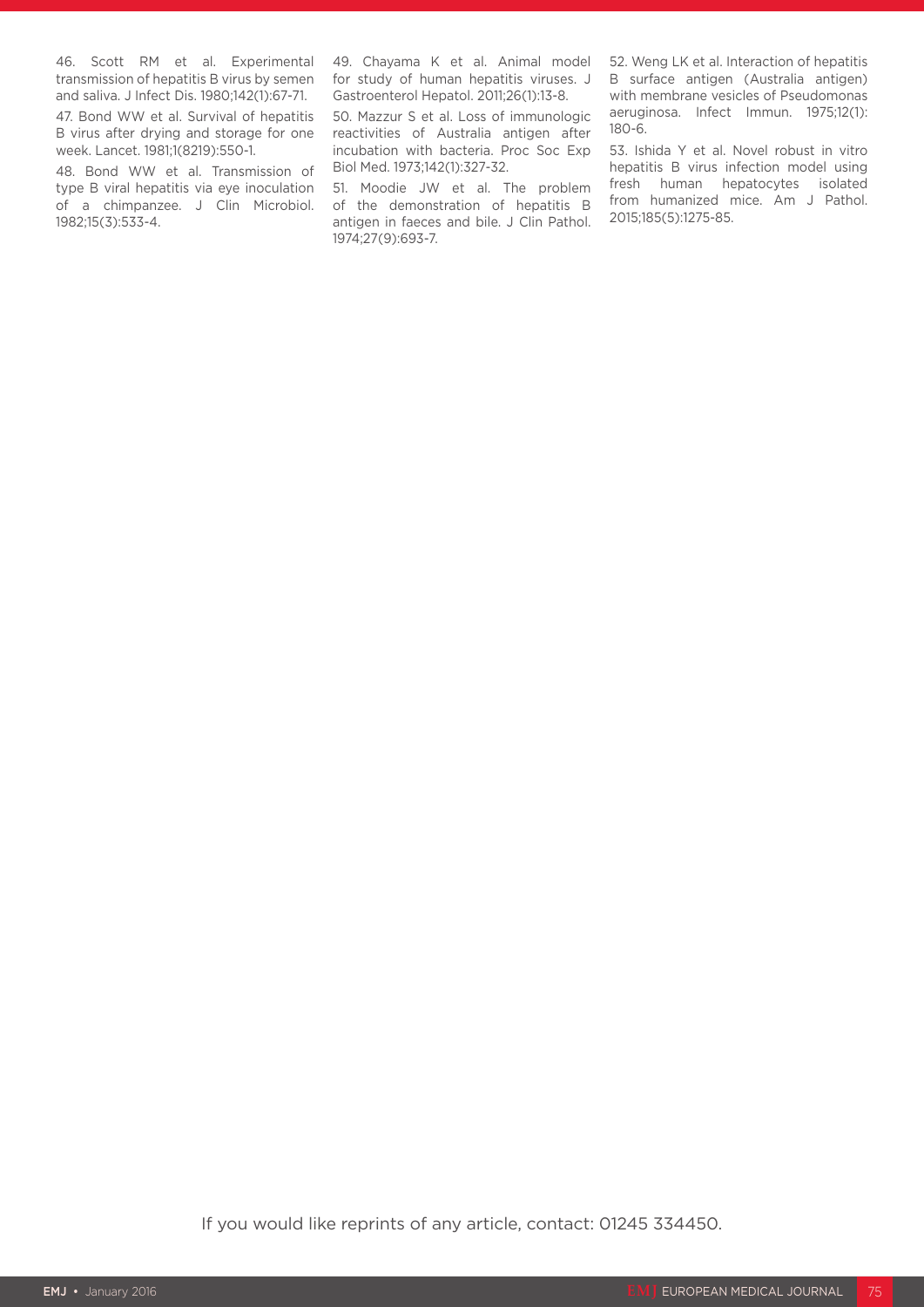46. Scott RM et al. Experimental transmission of hepatitis B virus by semen and saliva. J Infect Dis. 1980;142(1):67-71.

47. Bond WW et al. Survival of hepatitis B virus after drying and storage for one week. Lancet. 1981;1(8219):550-1.

48. Bond WW et al. Transmission of type B viral hepatitis via eye inoculation of a chimpanzee. J Clin Microbiol. 1982;15(3):533-4.

49. Chayama K et al. Animal model for study of human hepatitis viruses. J Gastroenterol Hepatol. 2011;26(1):13-8.

50. Mazzur S et al. Loss of immunologic reactivities of Australia antigen after incubation with bacteria. Proc Soc Exp Biol Med. 1973;142(1):327-32.

51. Moodie JW et al. The problem of the demonstration of hepatitis B antigen in faeces and bile. J Clin Pathol. 1974;27(9):693-7.

52. Weng LK et al. Interaction of hepatitis B surface antigen (Australia antigen) with membrane vesicles of Pseudomonas aeruginosa. Infect Immun. 1975;12(1):180-6.

53. Ishida Y et al. Novel robust in vitro hepatitis B virus infection model using fresh human hepatocytes isolated from humanized mice. Am J Pathol. 2015;185(5):1275-85.

If you would like reprints of any article, contact: 01245 334450.